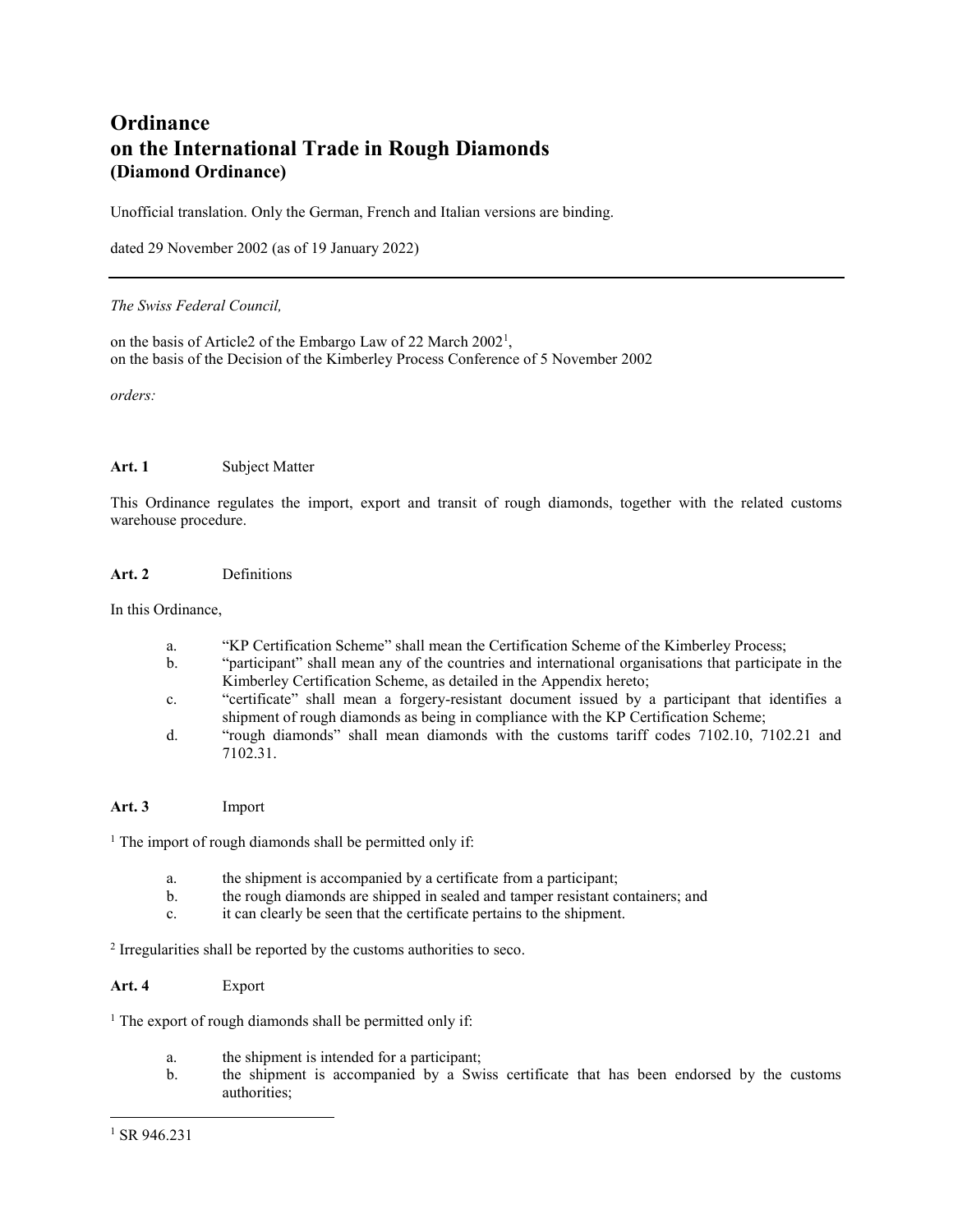# Ordinance on the International Trade in Rough Diamonds (Diamond Ordinance)

Unofficial translation. Only the German, French and Italian versions are binding.

dated 29 November 2002 (as of 19 January 2022)

---

*The Swiss Federal Council,*

on the basis of Article2 of the Embargo Law of 22 March 2002[1],
on the basis of the Decision of the Kimberley Process Conference of 5 November 2002

*orders:*

**Art. 1** Subject Matter

This Ordinance regulates the import, export and transit of rough diamonds, together with the related customs warehouse procedure.

**Art. 2** Definitions

In this Ordinance,

a. "KP Certification Scheme" shall mean the Certification Scheme of the Kimberley Process;
b. "participant" shall mean any of the countries and international organisations that participate in the Kimberley Certification Scheme, as detailed in the Appendix hereto;
c. "certificate" shall mean a forgery-resistant document issued by a participant that identifies a shipment of rough diamonds as being in compliance with the KP Certification Scheme;
d. "rough diamonds" shall mean diamonds with the customs tariff codes 7102.10, 7102.21 and 7102.31.

**Art. 3** Import

[1] The import of rough diamonds shall be permitted only if:

a. the shipment is accompanied by a certificate from a participant;
b. the rough diamonds are shipped in sealed and tamper resistant containers; and
c. it can clearly be seen that the certificate pertains to the shipment.

[2] Irregularities shall be reported by the customs authorities to seco.

**Art. 4** Export

[1] The export of rough diamonds shall be permitted only if:

a. the shipment is intended for a participant;
b. the shipment is accompanied by a Swiss certificate that has been endorsed by the customs authorities;

---

[1] SR 946.231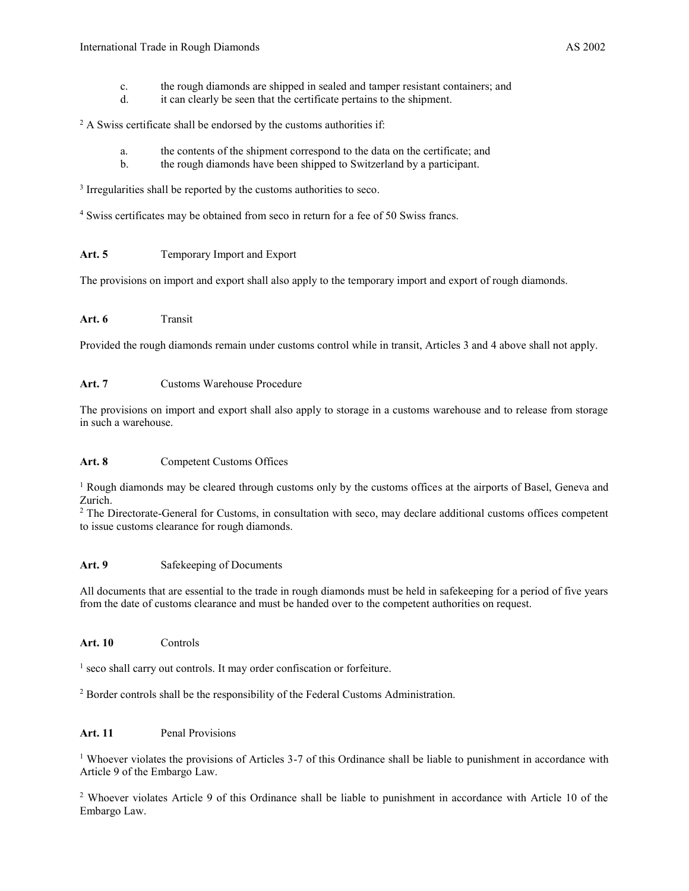c. the rough diamonds are shipped in sealed and tamper resistant containers; and
d. it can clearly be seen that the certificate pertains to the shipment.

[2] A Swiss certificate shall be endorsed by the customs authorities if:

a. the contents of the shipment correspond to the data on the certificate; and
b. the rough diamonds have been shipped to Switzerland by a participant.

[3] Irregularities shall be reported by the customs authorities to seco.

[4] Swiss certificates may be obtained from seco in return for a fee of 50 Swiss francs.

**Art. 5** Temporary Import and Export

The provisions on import and export shall also apply to the temporary import and export of rough diamonds.

**Art. 6** Transit

Provided the rough diamonds remain under customs control while in transit, Articles 3 and 4 above shall not apply.

**Art. 7** Customs Warehouse Procedure

The provisions on import and export shall also apply to storage in a customs warehouse and to release from storage in such a warehouse.

**Art. 8** Competent Customs Offices

[1] Rough diamonds may be cleared through customs only by the customs offices at the airports of Basel, Geneva and Zurich.
[2] The Directorate-General for Customs, in consultation with seco, may declare additional customs offices competent to issue customs clearance for rough diamonds.

**Art. 9** Safekeeping of Documents

All documents that are essential to the trade in rough diamonds must be held in safekeeping for a period of five years from the date of customs clearance and must be handed over to the competent authorities on request.

**Art. 10** Controls

[1] seco shall carry out controls. It may order confiscation or forfeiture.

[2] Border controls shall be the responsibility of the Federal Customs Administration.

**Art. 11** Penal Provisions

[1] Whoever violates the provisions of Articles 3-7 of this Ordinance shall be liable to punishment in accordance with Article 9 of the Embargo Law.

[2] Whoever violates Article 9 of this Ordinance shall be liable to punishment in accordance with Article 10 of the Embargo Law.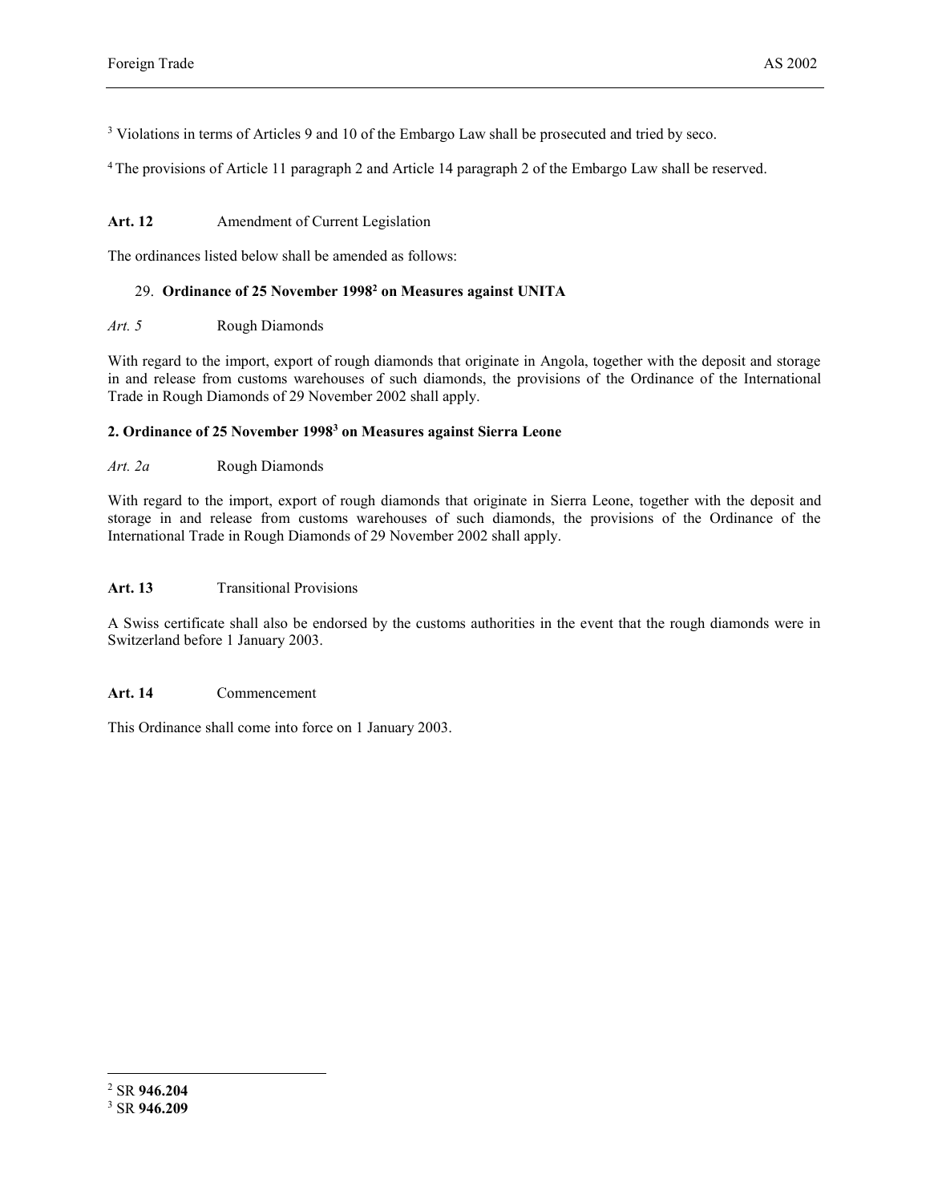[3] Violations in terms of Articles 9 and 10 of the Embargo Law shall be prosecuted and tried by seco.

[4] The provisions of Article 11 paragraph 2 and Article 14 paragraph 2 of the Embargo Law shall be reserved.

**Art. 12** Amendment of Current Legislation

The ordinances listed below shall be amended as follows:

29. **Ordinance of 25 November 1998[2] on Measures against UNITA**

*Art. 5* Rough Diamonds

With regard to the import, export of rough diamonds that originate in Angola, together with the deposit and storage in and release from customs warehouses of such diamonds, the provisions of the Ordinance of the International Trade in Rough Diamonds of 29 November 2002 shall apply.

**2. Ordinance of 25 November 1998[3] on Measures against Sierra Leone**

*Art. 2a* Rough Diamonds

With regard to the import, export of rough diamonds that originate in Sierra Leone, together with the deposit and storage in and release from customs warehouses of such diamonds, the provisions of the Ordinance of the International Trade in Rough Diamonds of 29 November 2002 shall apply.

**Art. 13** Transitional Provisions

A Swiss certificate shall also be endorsed by the customs authorities in the event that the rough diamonds were in Switzerland before 1 January 2003.

**Art. 14** Commencement

This Ordinance shall come into force on 1 January 2003.

---

[2] SR **946.204**

[3] SR **946.209**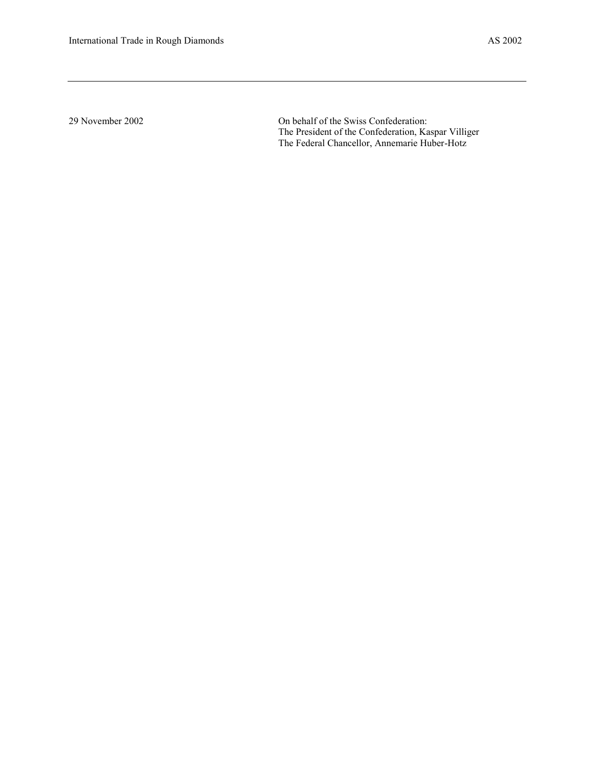29 November 2002

On behalf of the Swiss Confederation:
The President of the Confederation, Kaspar Villiger
The Federal Chancellor, Annemarie Huber-Hotz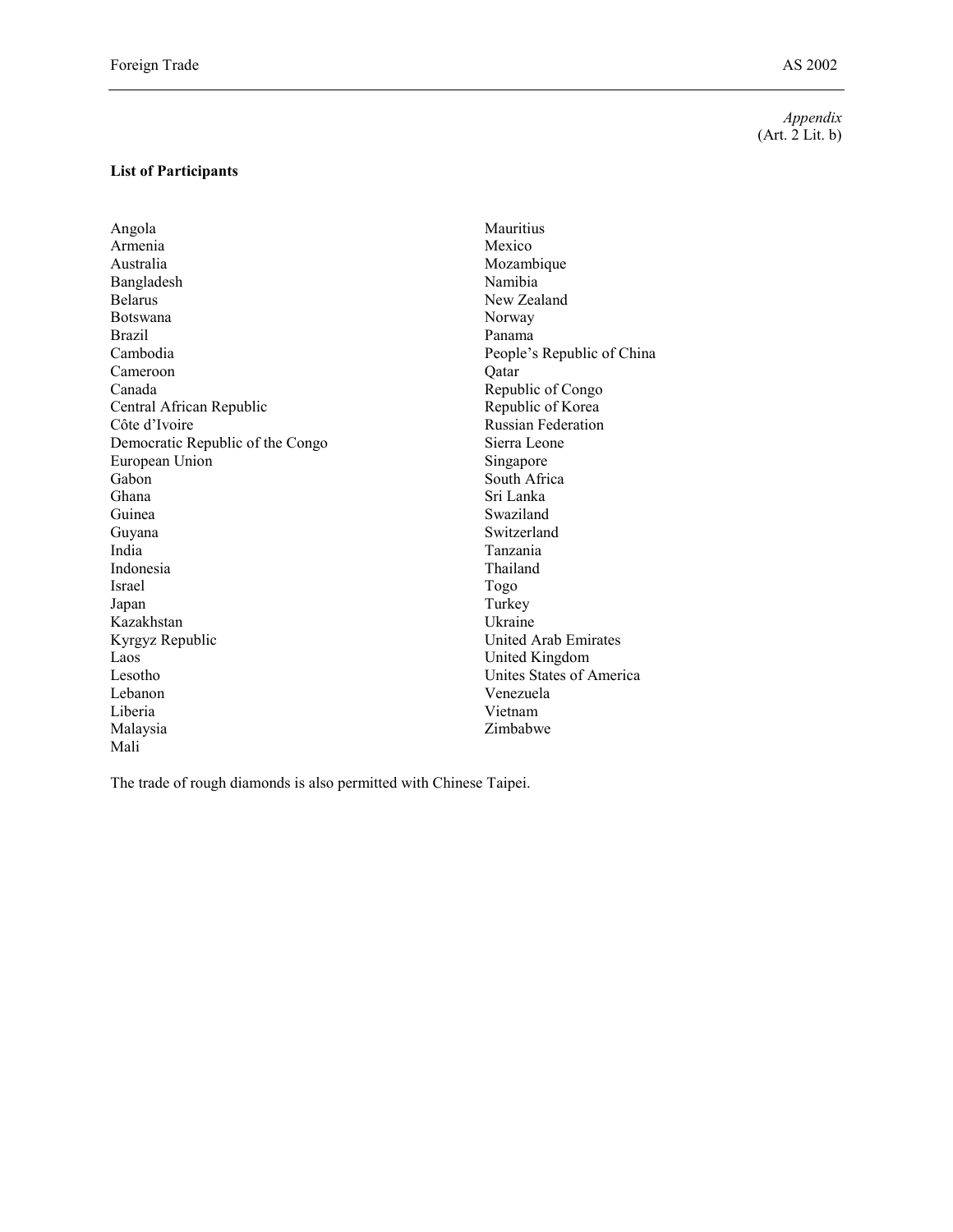*Appendix*
(Art. 2 Lit. b)

**List of Participants**

Angola
Armenia
Australia
Bangladesh
Belarus
Botswana
Brazil
Cambodia
Cameroon
Canada
Central African Republic
Côte d'Ivoire
Democratic Republic of the Congo
European Union
Gabon
Ghana
Guinea
Guyana
India
Indonesia
Israel
Japan
Kazakhstan
Kyrgyz Republic
Laos
Lesotho
Lebanon
Liberia
Malaysia
Mali
Mauritius
Mexico
Mozambique
Namibia
New Zealand
Norway
Panama
People's Republic of China
Qatar
Republic of Congo
Republic of Korea
Russian Federation
Sierra Leone
Singapore
South Africa
Sri Lanka
Swaziland
Switzerland
Tanzania
Thailand
Togo
Turkey
Ukraine
United Arab Emirates
United Kingdom
Unites States of America
Venezuela
Vietnam
Zimbabwe

The trade of rough diamonds is also permitted with Chinese Taipei.